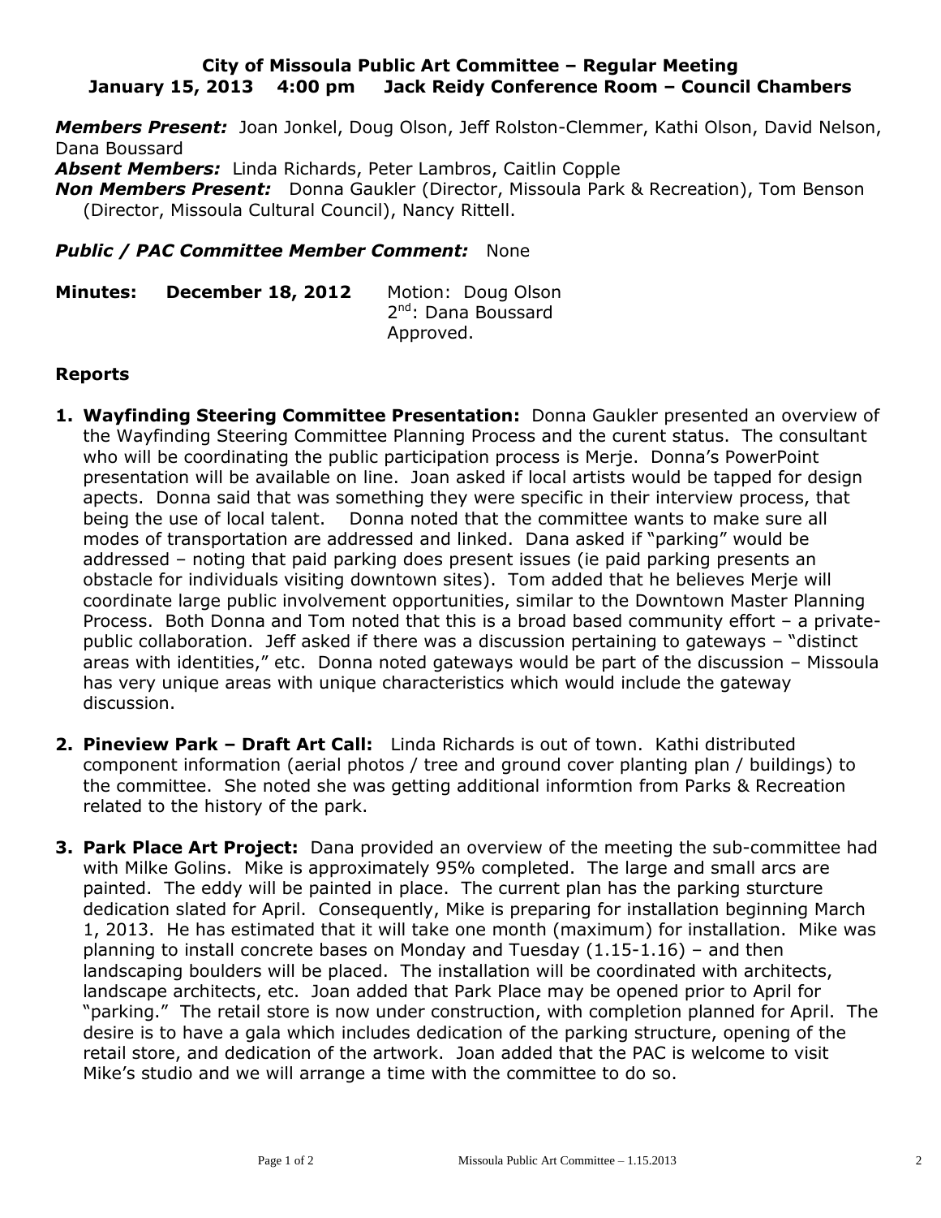**City of Missoula Public Art Committee – Regular Meeting**
**January 15, 2013 4:00 pm Jack Reidy Conference Room – Council Chambers**

***Members Present:*** Joan Jonkel, Doug Olson, Jeff Rolston-Clemmer, Kathi Olson, David Nelson, Dana Boussard
***Absent Members:*** Linda Richards, Peter Lambros, Caitlin Copple
***Non Members Present:*** Donna Gaukler (Director, Missoula Park & Recreation), Tom Benson (Director, Missoula Cultural Council), Nancy Rittell.

***Public / PAC Committee Member Comment:*** None

**Minutes: December 18, 2012** Motion: Doug Olson
2nd: Dana Boussard
Approved.

**Reports**

1. **Wayfinding Steering Committee Presentation:** Donna Gaukler presented an overview of the Wayfinding Steering Committee Planning Process and the curent status. The consultant who will be coordinating the public participation process is Merje. Donna's PowerPoint presentation will be available on line. Joan asked if local artists would be tapped for design apects. Donna said that was something they were specific in their interview process, that being the use of local talent. Donna noted that the committee wants to make sure all modes of transportation are addressed and linked. Dana asked if "parking" would be addressed – noting that paid parking does present issues (ie paid parking presents an obstacle for individuals visiting downtown sites). Tom added that he believes Merje will coordinate large public involvement opportunities, similar to the Downtown Master Planning Process. Both Donna and Tom noted that this is a broad based community effort – a private-public collaboration. Jeff asked if there was a discussion pertaining to gateways – "distinct areas with identities," etc. Donna noted gateways would be part of the discussion – Missoula has very unique areas with unique characteristics which would include the gateway discussion.

2. **Pineview Park – Draft Art Call:** Linda Richards is out of town. Kathi distributed component information (aerial photos / tree and ground cover planting plan / buildings) to the committee. She noted she was getting additional informtion from Parks & Recreation related to the history of the park.

3. **Park Place Art Project:** Dana provided an overview of the meeting the sub-committee had with Milke Golins. Mike is approximately 95% completed. The large and small arcs are painted. The eddy will be painted in place. The current plan has the parking sturcture dedication slated for April. Consequently, Mike is preparing for installation beginning March 1, 2013. He has estimated that it will take one month (maximum) for installation. Mike was planning to install concrete bases on Monday and Tuesday (1.15-1.16) – and then landscaping boulders will be placed. The installation will be coordinated with architects, landscape architects, etc. Joan added that Park Place may be opened prior to April for "parking." The retail store is now under construction, with completion planned for April. The desire is to have a gala which includes dedication of the parking structure, opening of the retail store, and dedication of the artwork. Joan added that the PAC is welcome to visit Mike's studio and we will arrange a time with the committee to do so.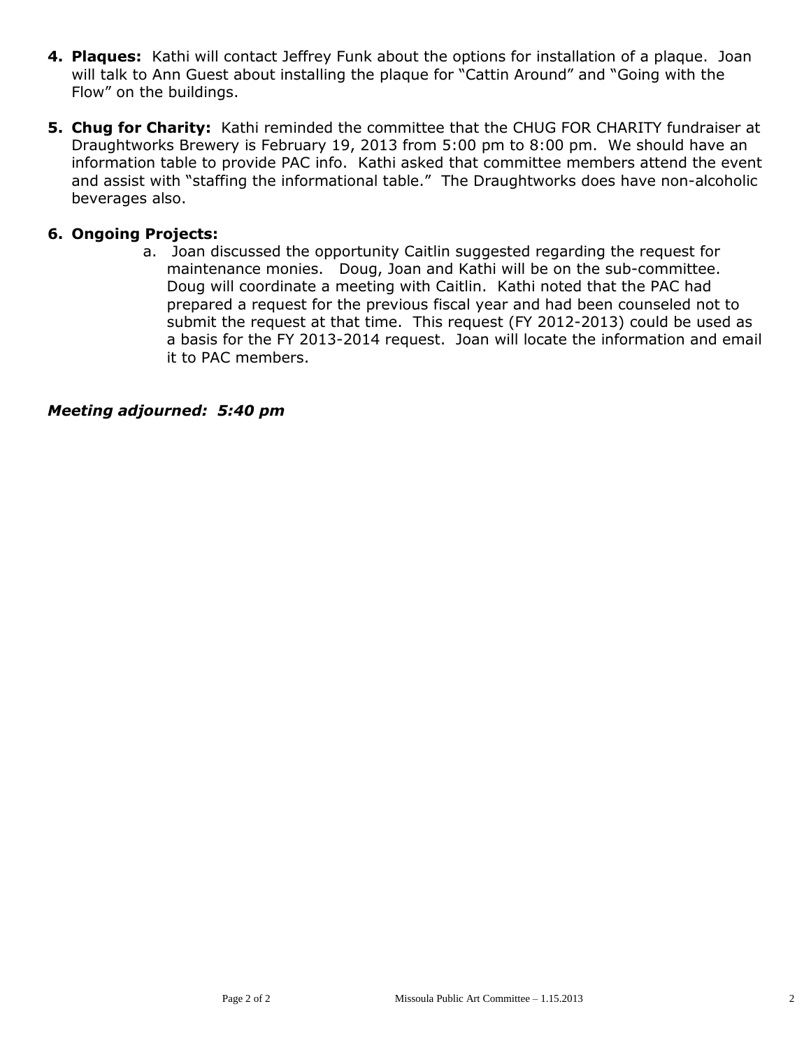4. **Plaques:** Kathi will contact Jeffrey Funk about the options for installation of a plaque. Joan will talk to Ann Guest about installing the plaque for "Cattin Around" and "Going with the Flow" on the buildings.

5. **Chug for Charity:** Kathi reminded the committee that the CHUG FOR CHARITY fundraiser at Draughtworks Brewery is February 19, 2013 from 5:00 pm to 8:00 pm. We should have an information table to provide PAC info. Kathi asked that committee members attend the event and assist with "staffing the informational table." The Draughtworks does have non-alcoholic beverages also.

6. **Ongoing Projects:**
   a. Joan discussed the opportunity Caitlin suggested regarding the request for maintenance monies. Doug, Joan and Kathi will be on the sub-committee. Doug will coordinate a meeting with Caitlin. Kathi noted that the PAC had prepared a request for the previous fiscal year and had been counseled not to submit the request at that time. This request (FY 2012-2013) could be used as a basis for the FY 2013-2014 request. Joan will locate the information and email it to PAC members.

***Meeting adjourned: 5:40 pm***